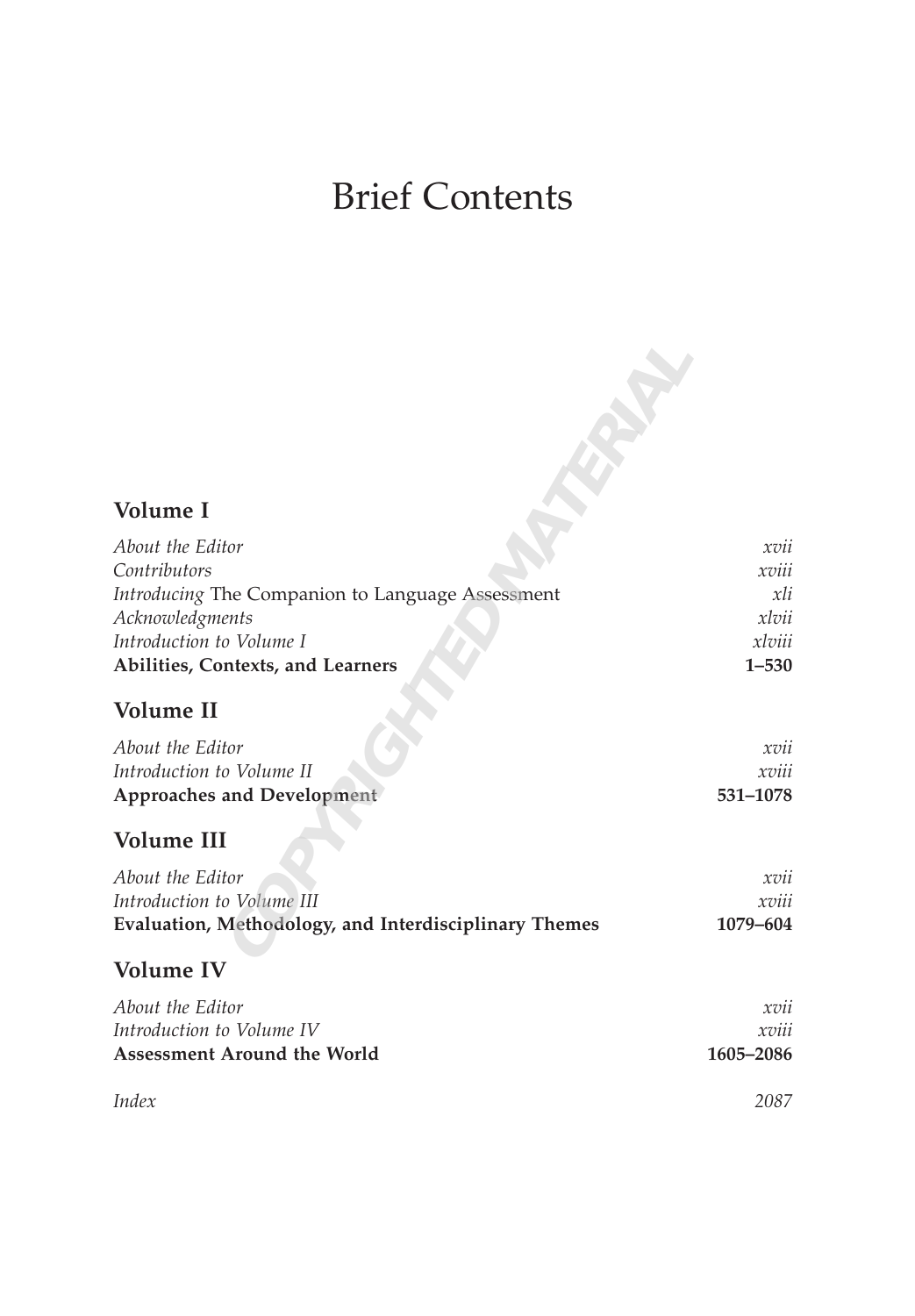# Brief Contents

## Volume I

| | |
|---|---|
| *About the Editor* | *xvii* |
| *Contributors* | *xviii* |
| *Introducing* The Companion to Language Assessment | *xli* |
| *Acknowledgments* | *xlvii* |
| *Introduction to Volume I* | *xlviii* |
| **Abilities, Contexts, and Learners** | **1–530** |

## Volume II

| | |
|---|---|
| *About the Editor* | *xvii* |
| *Introduction to Volume II* | *xviii* |
| **Approaches and Development** | **531–1078** |

## Volume III

| | |
|---|---|
| *About the Editor* | *xvii* |
| *Introduction to Volume III* | *xviii* |
| **Evaluation, Methodology, and Interdisciplinary Themes** | **1079–604** |

## Volume IV

| | |
|---|---|
| *About the Editor* | *xvii* |
| *Introduction to Volume IV* | *xviii* |
| **Assessment Around the World** | **1605–2086** |

| | |
|---|---|
| *Index* | *2087* |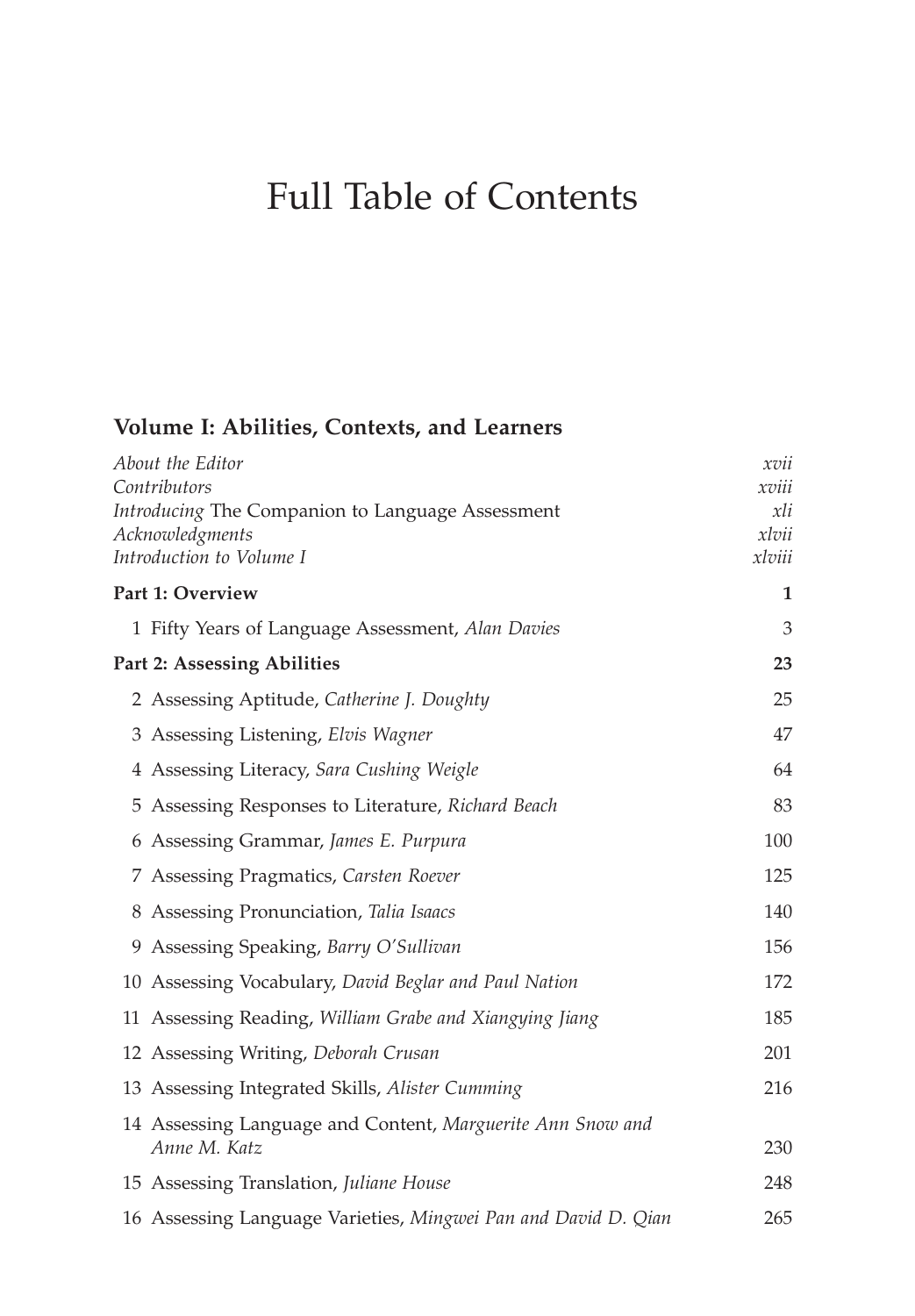# Full Table of Contents

## Volume I: Abilities, Contexts, and Learners

*About the Editor* *xvii*
*Contributors* *xviii*
*Introducing* The Companion to Language Assessment *xli*
*Acknowledgments* *xlvii*
*Introduction to Volume I* *xlviii*

**Part 1: Overview** **1**

1 Fifty Years of Language Assessment, *Alan Davies* 3

**Part 2: Assessing Abilities** **23**

2 Assessing Aptitude, *Catherine J. Doughty* 25

3 Assessing Listening, *Elvis Wagner* 47

4 Assessing Literacy, *Sara Cushing Weigle* 64

5 Assessing Responses to Literature, *Richard Beach* 83

6 Assessing Grammar, *James E. Purpura* 100

7 Assessing Pragmatics, *Carsten Roever* 125

8 Assessing Pronunciation, *Talia Isaacs* 140

9 Assessing Speaking, *Barry O'Sullivan* 156

10 Assessing Vocabulary, *David Beglar and Paul Nation* 172

11 Assessing Reading, *William Grabe and Xiangying Jiang* 185

12 Assessing Writing, *Deborah Crusan* 201

13 Assessing Integrated Skills, *Alister Cumming* 216

14 Assessing Language and Content, *Marguerite Ann Snow and Anne M. Katz* 230

15 Assessing Translation, *Juliane House* 248

16 Assessing Language Varieties, *Mingwei Pan and David D. Qian* 265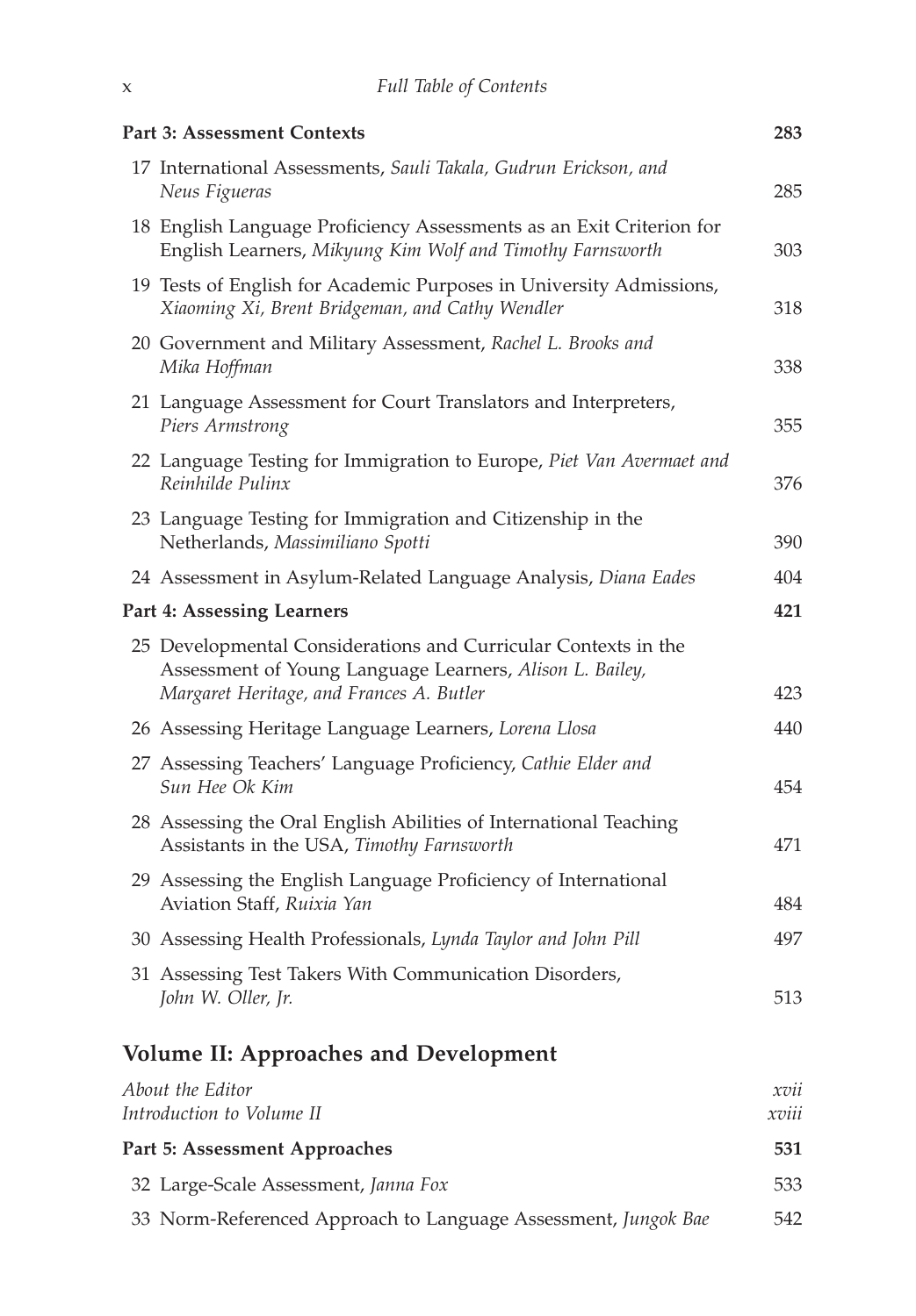**Part 3: Assessment Contexts** 283

17 International Assessments, *Sauli Takala, Gudrun Erickson, and Neus Figueras* 285

18 English Language Proficiency Assessments as an Exit Criterion for English Learners, *Mikyung Kim Wolf and Timothy Farnsworth* 303

19 Tests of English for Academic Purposes in University Admissions, *Xiaoming Xi, Brent Bridgeman, and Cathy Wendler* 318

20 Government and Military Assessment, *Rachel L. Brooks and Mika Hoffman* 338

21 Language Assessment for Court Translators and Interpreters, *Piers Armstrong* 355

22 Language Testing for Immigration to Europe, *Piet Van Avermaet and Reinhilde Pulinx* 376

23 Language Testing for Immigration and Citizenship in the Netherlands, *Massimiliano Spotti* 390

24 Assessment in Asylum-Related Language Analysis, *Diana Eades* 404

**Part 4: Assessing Learners** 421

25 Developmental Considerations and Curricular Contexts in the Assessment of Young Language Learners, *Alison L. Bailey, Margaret Heritage, and Frances A. Butler* 423

26 Assessing Heritage Language Learners, *Lorena Llosa* 440

27 Assessing Teachers' Language Proficiency, *Cathie Elder and Sun Hee Ok Kim* 454

28 Assessing the Oral English Abilities of International Teaching Assistants in the USA, *Timothy Farnsworth* 471

29 Assessing the English Language Proficiency of International Aviation Staff, *Ruixia Yan* 484

30 Assessing Health Professionals, *Lynda Taylor and John Pill* 497

31 Assessing Test Takers With Communication Disorders, *John W. Oller, Jr.* 513

## Volume II: Approaches and Development

*About the Editor* xvii
*Introduction to Volume II* xviii

**Part 5: Assessment Approaches** 531

32 Large-Scale Assessment, *Janna Fox* 533

33 Norm-Referenced Approach to Language Assessment, *Jungok Bae* 542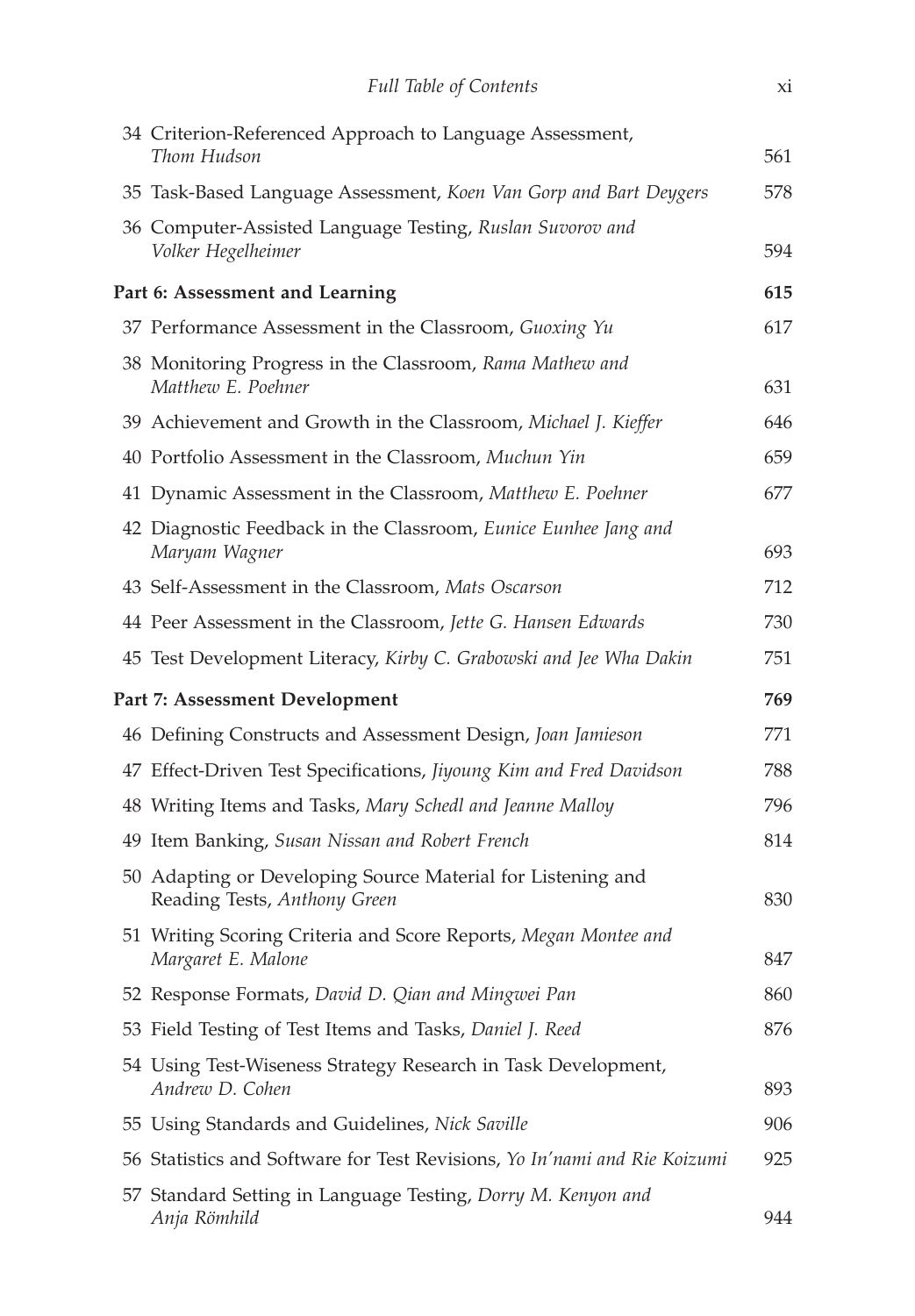34 Criterion-Referenced Approach to Language Assessment, *Thom Hudson* 561

35 Task-Based Language Assessment, *Koen Van Gorp and Bart Deygers* 578

36 Computer-Assisted Language Testing, *Ruslan Suvorov and Volker Hegelheimer* 594

**Part 6: Assessment and Learning** **615**

37 Performance Assessment in the Classroom, *Guoxing Yu* 617

38 Monitoring Progress in the Classroom, *Rama Mathew and Matthew E. Poehner* 631

39 Achievement and Growth in the Classroom, *Michael J. Kieffer* 646

40 Portfolio Assessment in the Classroom, *Muchun Yin* 659

41 Dynamic Assessment in the Classroom, *Matthew E. Poehner* 677

42 Diagnostic Feedback in the Classroom, *Eunice Eunhee Jang and Maryam Wagner* 693

43 Self-Assessment in the Classroom, *Mats Oscarson* 712

44 Peer Assessment in the Classroom, *Jette G. Hansen Edwards* 730

45 Test Development Literacy, *Kirby C. Grabowski and Jee Wha Dakin* 751

**Part 7: Assessment Development** **769**

46 Defining Constructs and Assessment Design, *Joan Jamieson* 771

47 Effect-Driven Test Specifications, *Jiyoung Kim and Fred Davidson* 788

48 Writing Items and Tasks, *Mary Schedl and Jeanne Malloy* 796

49 Item Banking, *Susan Nissan and Robert French* 814

50 Adapting or Developing Source Material for Listening and Reading Tests, *Anthony Green* 830

51 Writing Scoring Criteria and Score Reports, *Megan Montee and Margaret E. Malone* 847

52 Response Formats, *David D. Qian and Mingwei Pan* 860

53 Field Testing of Test Items and Tasks, *Daniel J. Reed* 876

54 Using Test-Wiseness Strategy Research in Task Development, *Andrew D. Cohen* 893

55 Using Standards and Guidelines, *Nick Saville* 906

56 Statistics and Software for Test Revisions, *Yo In'nami and Rie Koizumi* 925

57 Standard Setting in Language Testing, *Dorry M. Kenyon and Anja Römhild* 944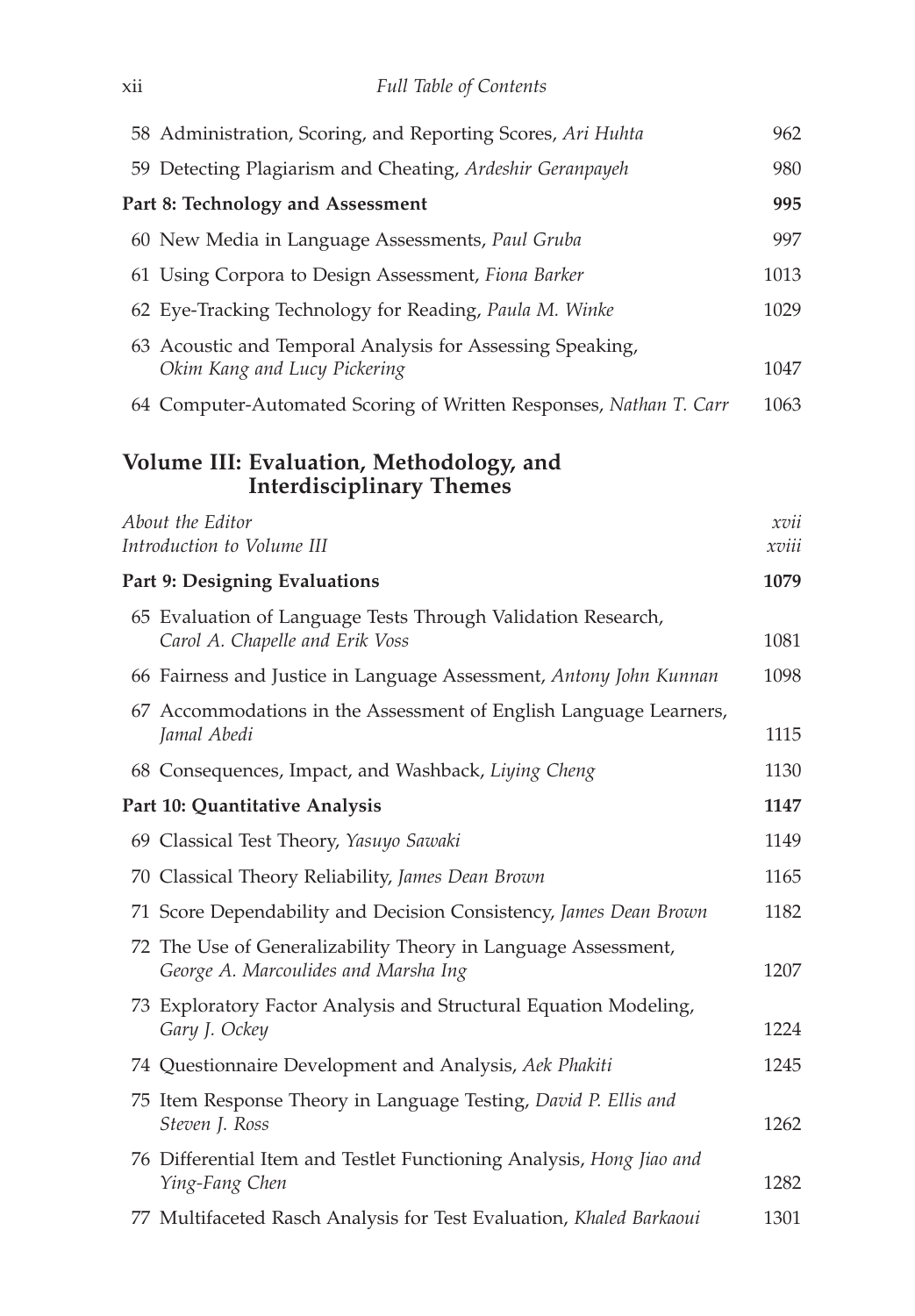58 Administration, Scoring, and Reporting Scores, *Ari Huhta* 962

59 Detecting Plagiarism and Cheating, *Ardeshir Geranpayeh* 980

**Part 8: Technology and Assessment** **995**

60 New Media in Language Assessments, *Paul Gruba* 997

61 Using Corpora to Design Assessment, *Fiona Barker* 1013

62 Eye-Tracking Technology for Reading, *Paula M. Winke* 1029

63 Acoustic and Temporal Analysis for Assessing Speaking, *Okim Kang and Lucy Pickering* 1047

64 Computer-Automated Scoring of Written Responses, *Nathan T. Carr* 1063

## Volume III: Evaluation, Methodology, and Interdisciplinary Themes

*About the Editor* *xvii*

*Introduction to Volume III* *xviii*

**Part 9: Designing Evaluations** **1079**

65 Evaluation of Language Tests Through Validation Research, *Carol A. Chapelle and Erik Voss* 1081

66 Fairness and Justice in Language Assessment, *Antony John Kunnan* 1098

67 Accommodations in the Assessment of English Language Learners, *Jamal Abedi* 1115

68 Consequences, Impact, and Washback, *Liying Cheng* 1130

**Part 10: Quantitative Analysis** **1147**

69 Classical Test Theory, *Yasuyo Sawaki* 1149

70 Classical Theory Reliability, *James Dean Brown* 1165

71 Score Dependability and Decision Consistency, *James Dean Brown* 1182

72 The Use of Generalizability Theory in Language Assessment, *George A. Marcoulides and Marsha Ing* 1207

73 Exploratory Factor Analysis and Structural Equation Modeling, *Gary J. Ockey* 1224

74 Questionnaire Development and Analysis, *Aek Phakiti* 1245

75 Item Response Theory in Language Testing, *David P. Ellis and Steven J. Ross* 1262

76 Differential Item and Testlet Functioning Analysis, *Hong Jiao and Ying-Fang Chen* 1282

77 Multifaceted Rasch Analysis for Test Evaluation, *Khaled Barkaoui* 1301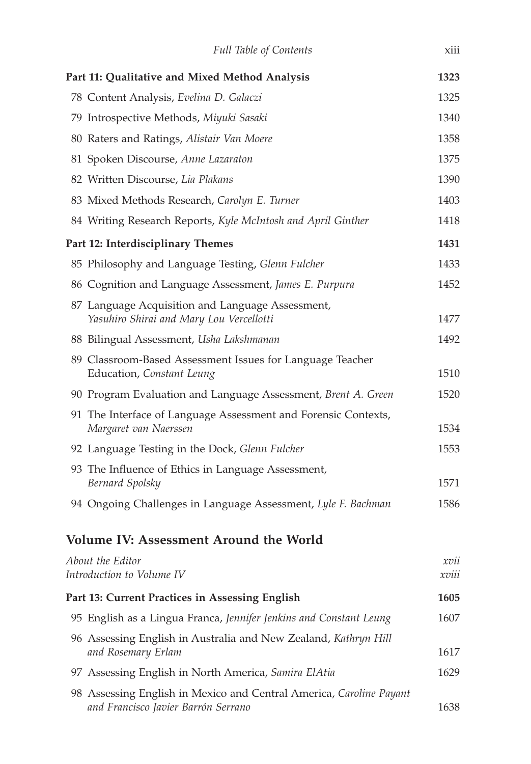**Part 11: Qualitative and Mixed Method Analysis** 1323

78 Content Analysis, *Evelina D. Galaczi* 1325

79 Introspective Methods, *Miyuki Sasaki* 1340

80 Raters and Ratings, *Alistair Van Moere* 1358

81 Spoken Discourse, *Anne Lazaraton* 1375

82 Written Discourse, *Lia Plakans* 1390

83 Mixed Methods Research, *Carolyn E. Turner* 1403

84 Writing Research Reports, *Kyle McIntosh and April Ginther* 1418

**Part 12: Interdisciplinary Themes** 1431

85 Philosophy and Language Testing, *Glenn Fulcher* 1433

86 Cognition and Language Assessment, *James E. Purpura* 1452

87 Language Acquisition and Language Assessment, *Yasuhiro Shirai and Mary Lou Vercellotti* 1477

88 Bilingual Assessment, *Usha Lakshmanan* 1492

89 Classroom-Based Assessment Issues for Language Teacher Education, *Constant Leung* 1510

90 Program Evaluation and Language Assessment, *Brent A. Green* 1520

91 The Interface of Language Assessment and Forensic Contexts, *Margaret van Naerssen* 1534

92 Language Testing in the Dock, *Glenn Fulcher* 1553

93 The Influence of Ethics in Language Assessment, *Bernard Spolsky* 1571

94 Ongoing Challenges in Language Assessment, *Lyle F. Bachman* 1586

## Volume IV: Assessment Around the World

*About the Editor* *xvii*
*Introduction to Volume IV* *xviii*

**Part 13: Current Practices in Assessing English** 1605

95 English as a Lingua Franca, *Jennifer Jenkins and Constant Leung* 1607

96 Assessing English in Australia and New Zealand, *Kathryn Hill and Rosemary Erlam* 1617

97 Assessing English in North America, *Samira ElAtia* 1629

98 Assessing English in Mexico and Central America, *Caroline Payant and Francisco Javier Barrón Serrano* 1638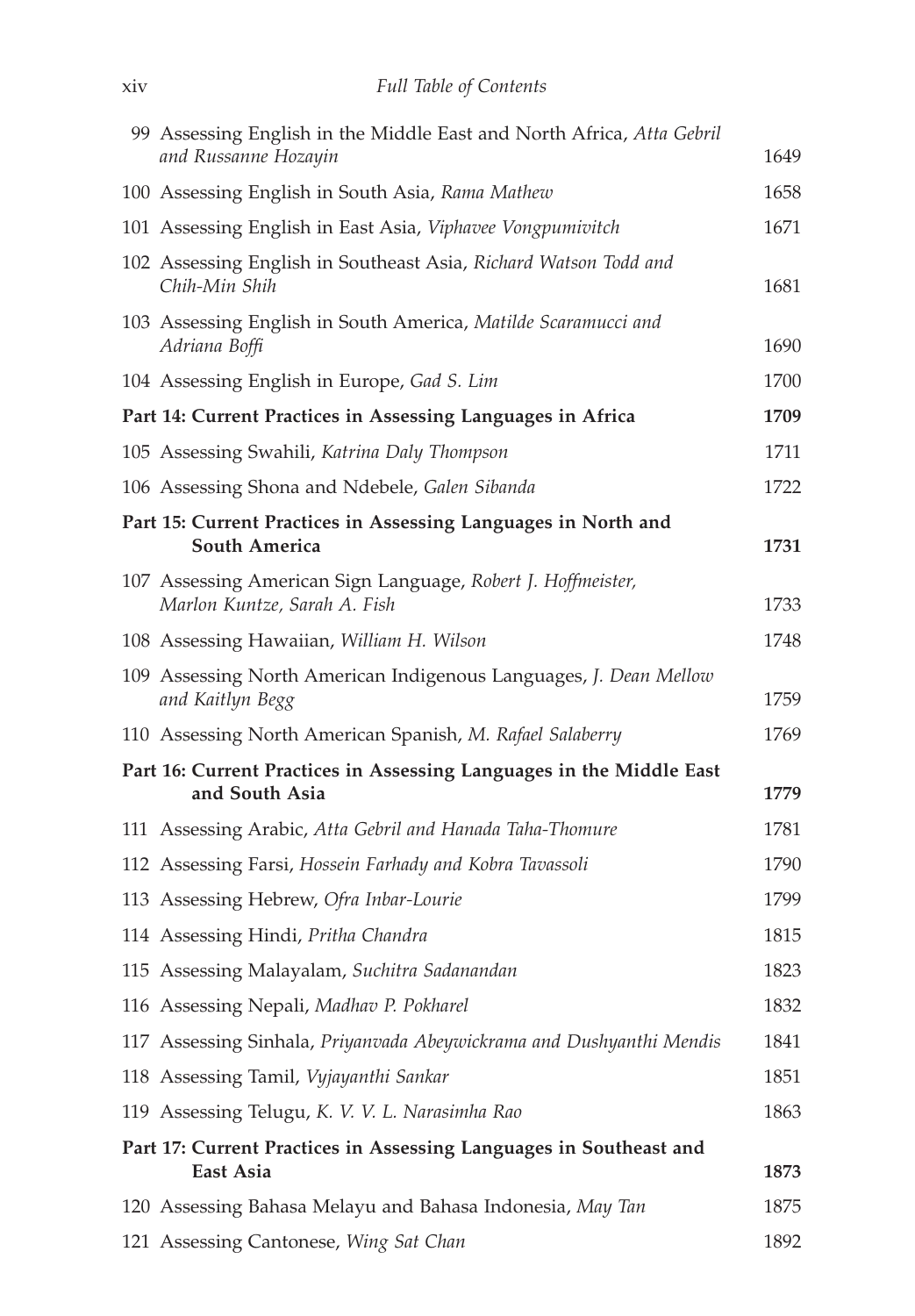| | | |
|---|---|---|
| 99 | Assessing English in the Middle East and North Africa, *Atta Gebril and Russanne Hozayin* | 1649 |
| 100 | Assessing English in South Asia, *Rama Mathew* | 1658 |
| 101 | Assessing English in East Asia, *Viphavee Vongpumivitch* | 1671 |
| 102 | Assessing English in Southeast Asia, *Richard Watson Todd and Chih-Min Shih* | 1681 |
| 103 | Assessing English in South America, *Matilde Scaramucci and Adriana Boffi* | 1690 |
| 104 | Assessing English in Europe, *Gad S. Lim* | 1700 |
| | **Part 14: Current Practices in Assessing Languages in Africa** | **1709** |
| 105 | Assessing Swahili, *Katrina Daly Thompson* | 1711 |
| 106 | Assessing Shona and Ndebele, *Galen Sibanda* | 1722 |
| | **Part 15: Current Practices in Assessing Languages in North and South America** | **1731** |
| 107 | Assessing American Sign Language, *Robert J. Hoffmeister, Marlon Kuntze, Sarah A. Fish* | 1733 |
| 108 | Assessing Hawaiian, *William H. Wilson* | 1748 |
| 109 | Assessing North American Indigenous Languages, *J. Dean Mellow and Kaitlyn Begg* | 1759 |
| 110 | Assessing North American Spanish, *M. Rafael Salaberry* | 1769 |
| | **Part 16: Current Practices in Assessing Languages in the Middle East and South Asia** | **1779** |
| 111 | Assessing Arabic, *Atta Gebril and Hanada Taha-Thomure* | 1781 |
| 112 | Assessing Farsi, *Hossein Farhady and Kobra Tavassoli* | 1790 |
| 113 | Assessing Hebrew, *Ofra Inbar-Lourie* | 1799 |
| 114 | Assessing Hindi, *Pritha Chandra* | 1815 |
| 115 | Assessing Malayalam, *Suchitra Sadanandan* | 1823 |
| 116 | Assessing Nepali, *Madhav P. Pokharel* | 1832 |
| 117 | Assessing Sinhala, *Priyanvada Abeywickrama and Dushyanthi Mendis* | 1841 |
| 118 | Assessing Tamil, *Vyjayanthi Sankar* | 1851 |
| 119 | Assessing Telugu, *K. V. V. L. Narasimha Rao* | 1863 |
| | **Part 17: Current Practices in Assessing Languages in Southeast and East Asia** | **1873** |
| 120 | Assessing Bahasa Melayu and Bahasa Indonesia, *May Tan* | 1875 |
| 121 | Assessing Cantonese, *Wing Sat Chan* | 1892 |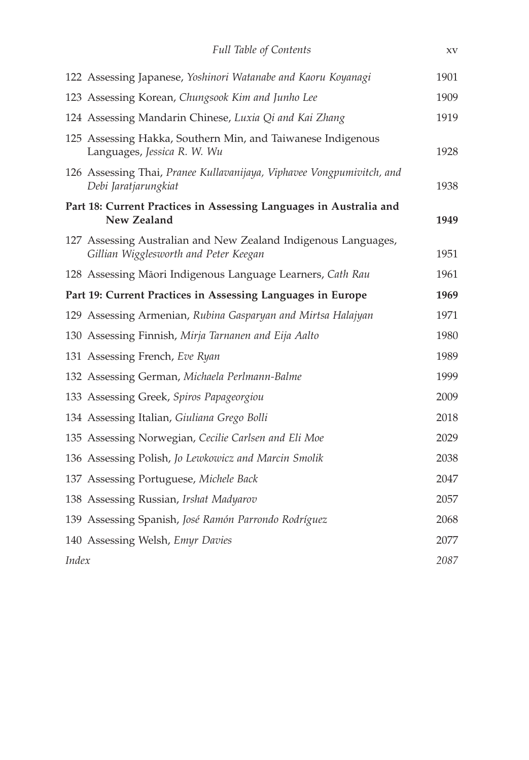122 Assessing Japanese, *Yoshinori Watanabe and Kaoru Koyanagi* 1901

123 Assessing Korean, *Chungsook Kim and Junho Lee* 1909

124 Assessing Mandarin Chinese, *Luxia Qi and Kai Zhang* 1919

125 Assessing Hakka, Southern Min, and Taiwanese Indigenous Languages, *Jessica R. W. Wu* 1928

126 Assessing Thai, *Pranee Kullavanijaya, Viphavee Vongpumivitch, and Debi Jaratjarungkiat* 1938

**Part 18: Current Practices in Assessing Languages in Australia and New Zealand** **1949**

127 Assessing Australian and New Zealand Indigenous Languages, *Gillian Wigglesworth and Peter Keegan* 1951

128 Assessing Māori Indigenous Language Learners, *Cath Rau* 1961

**Part 19: Current Practices in Assessing Languages in Europe** **1969**

129 Assessing Armenian, *Rubina Gasparyan and Mirtsa Halajyan* 1971

130 Assessing Finnish, *Mirja Tarnanen and Eija Aalto* 1980

131 Assessing French, *Eve Ryan* 1989

132 Assessing German, *Michaela Perlmann-Balme* 1999

133 Assessing Greek, *Spiros Papageorgiou* 2009

134 Assessing Italian, *Giuliana Grego Bolli* 2018

135 Assessing Norwegian, *Cecilie Carlsen and Eli Moe* 2029

136 Assessing Polish, *Jo Lewkowicz and Marcin Smolik* 2038

137 Assessing Portuguese, *Michele Back* 2047

138 Assessing Russian, *Irshat Madyarov* 2057

139 Assessing Spanish, *José Ramón Parrondo Rodríguez* 2068

140 Assessing Welsh, *Emyr Davies* 2077

*Index* *2087*